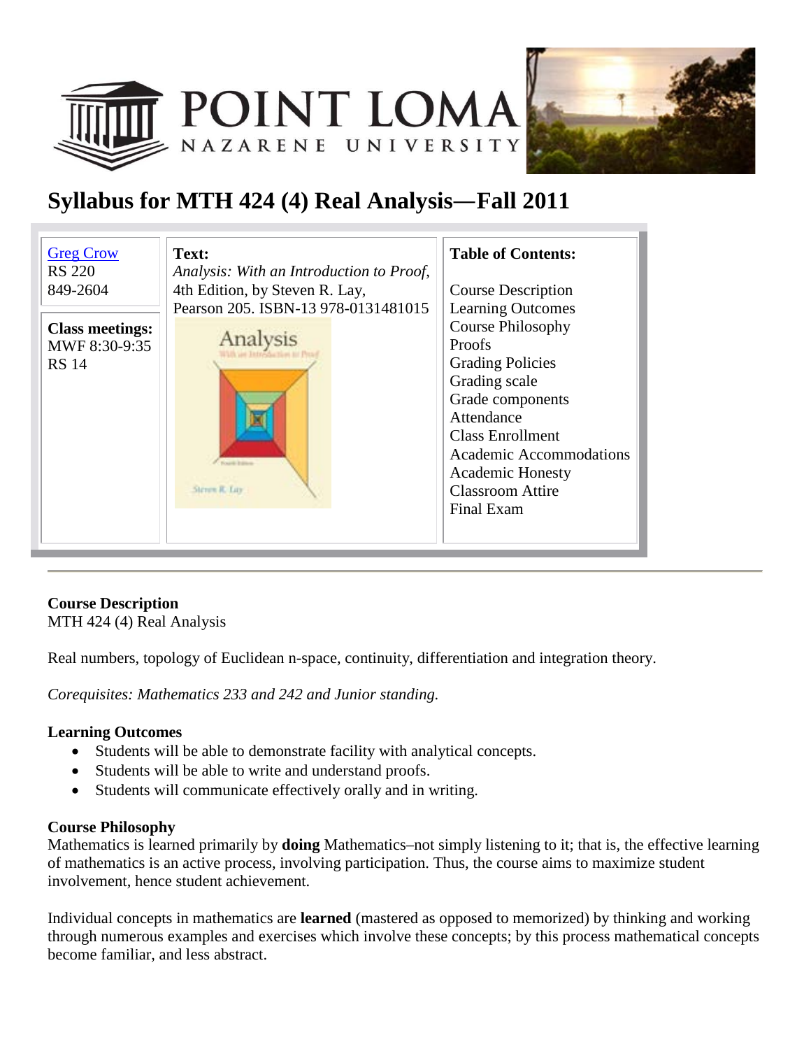# Syllabus for MTH 424 (4) Real Analysis—Fall 2011

| Greg Crow<br>RS 220<br>849-2604<br><br>**Class meetings:**<br>MWF 8:30-9:35<br>RS 14 | **Text:**<br>*Analysis: With an Introduction to Proof,*<br>4th Edition, by Steven R. Lay,<br>Pearson 205. ISBN-13 978-0131481015 | **Table of Contents:**<br><br>Course Description<br>Learning Outcomes<br>Course Philosophy<br>Proofs<br>Grading Policies<br>Grading scale<br>Grade components<br>Attendance<br>Class Enrollment<br>Academic Accommodations<br>Academic Honesty<br>Classroom Attire<br>Final Exam |
|---|---|---|

**Course Description**
MTH 424 (4) Real Analysis

Real numbers, topology of Euclidean n-space, continuity, differentiation and integration theory.

*Corequisites: Mathematics 233 and 242 and Junior standing.*

**Learning Outcomes**

- Students will be able to demonstrate facility with analytical concepts.
- Students will be able to write and understand proofs.
- Students will communicate effectively orally and in writing.

**Course Philosophy**
Mathematics is learned primarily by **doing** Mathematics–not simply listening to it; that is, the effective learning of mathematics is an active process, involving participation. Thus, the course aims to maximize student involvement, hence student achievement.

Individual concepts in mathematics are **learned** (mastered as opposed to memorized) by thinking and working through numerous examples and exercises which involve these concepts; by this process mathematical concepts become familiar, and less abstract.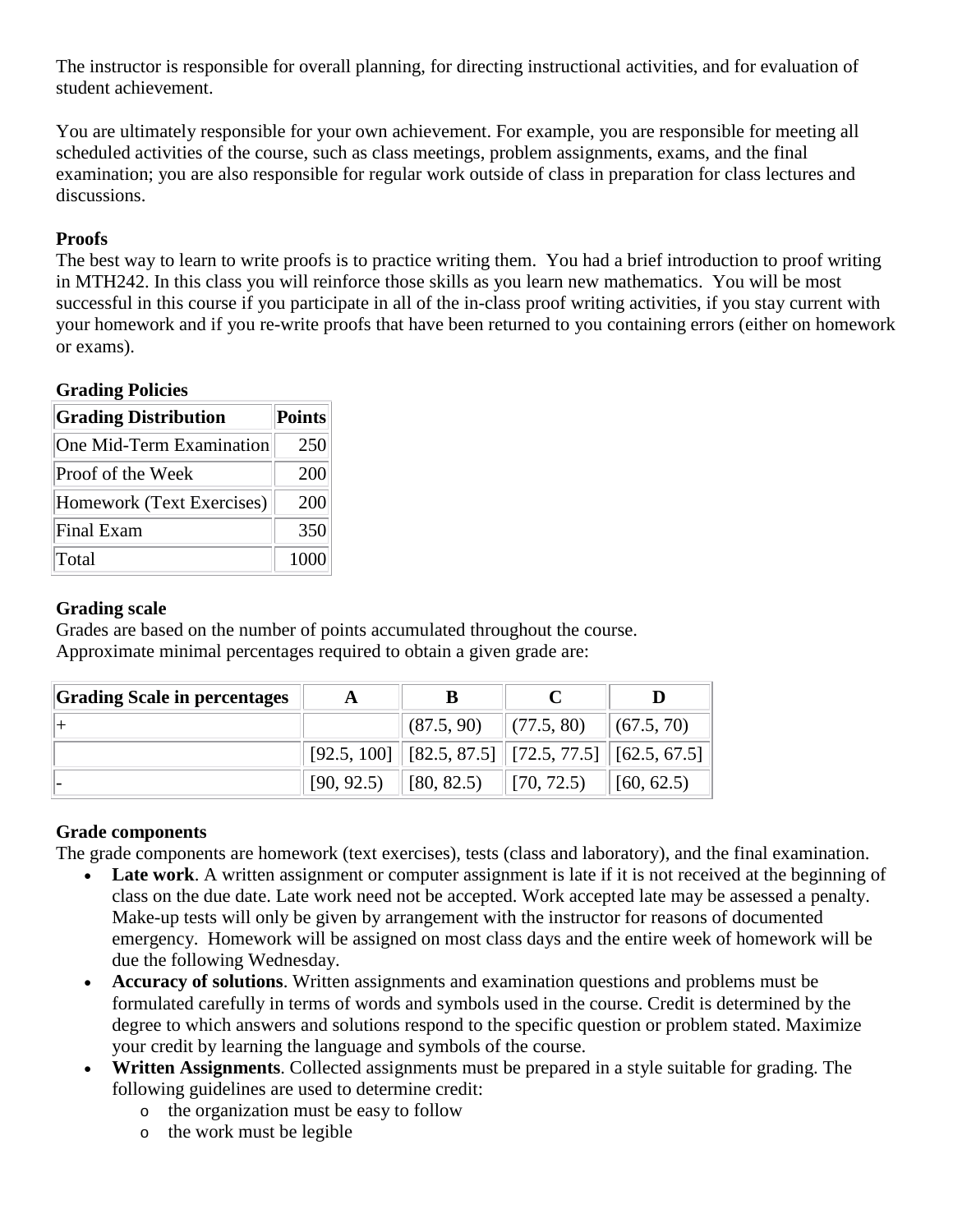The instructor is responsible for overall planning, for directing instructional activities, and for evaluation of student achievement.

You are ultimately responsible for your own achievement. For example, you are responsible for meeting all scheduled activities of the course, such as class meetings, problem assignments, exams, and the final examination; you are also responsible for regular work outside of class in preparation for class lectures and discussions.

**Proofs**
The best way to learn to write proofs is to practice writing them. You had a brief introduction to proof writing in MTH242. In this class you will reinforce those skills as you learn new mathematics. You will be most successful in this course if you participate in all of the in-class proof writing activities, if you stay current with your homework and if you re-write proofs that have been returned to you containing errors (either on homework or exams).

**Grading Policies**

| Grading Distribution | Points |
|---|---|
| One Mid-Term Examination | 250 |
| Proof of the Week | 200 |
| Homework (Text Exercises) | 200 |
| Final Exam | 350 |
| Total | 1000 |

**Grading scale**
Grades are based on the number of points accumulated throughout the course.
Approximate minimal percentages required to obtain a given grade are:

| Grading Scale in percentages | A | B | C | D |
|---|---|---|---|---|
| + | | (87.5, 90) | (77.5, 80) | (67.5, 70) |
| | [92.5, 100] | [82.5, 87.5] | [72.5, 77.5] | [62.5, 67.5] |
| - | [90, 92.5) | [80, 82.5) | [70, 72.5) | [60, 62.5) |

**Grade components**
The grade components are homework (text exercises), tests (class and laboratory), and the final examination.

- **Late work**. A written assignment or computer assignment is late if it is not received at the beginning of class on the due date. Late work need not be accepted. Work accepted late may be assessed a penalty. Make-up tests will only be given by arrangement with the instructor for reasons of documented emergency. Homework will be assigned on most class days and the entire week of homework will be due the following Wednesday.
- **Accuracy of solutions**. Written assignments and examination questions and problems must be formulated carefully in terms of words and symbols used in the course. Credit is determined by the degree to which answers and solutions respond to the specific question or problem stated. Maximize your credit by learning the language and symbols of the course.
- **Written Assignments**. Collected assignments must be prepared in a style suitable for grading. The following guidelines are used to determine credit:
  - the organization must be easy to follow
  - the work must be legible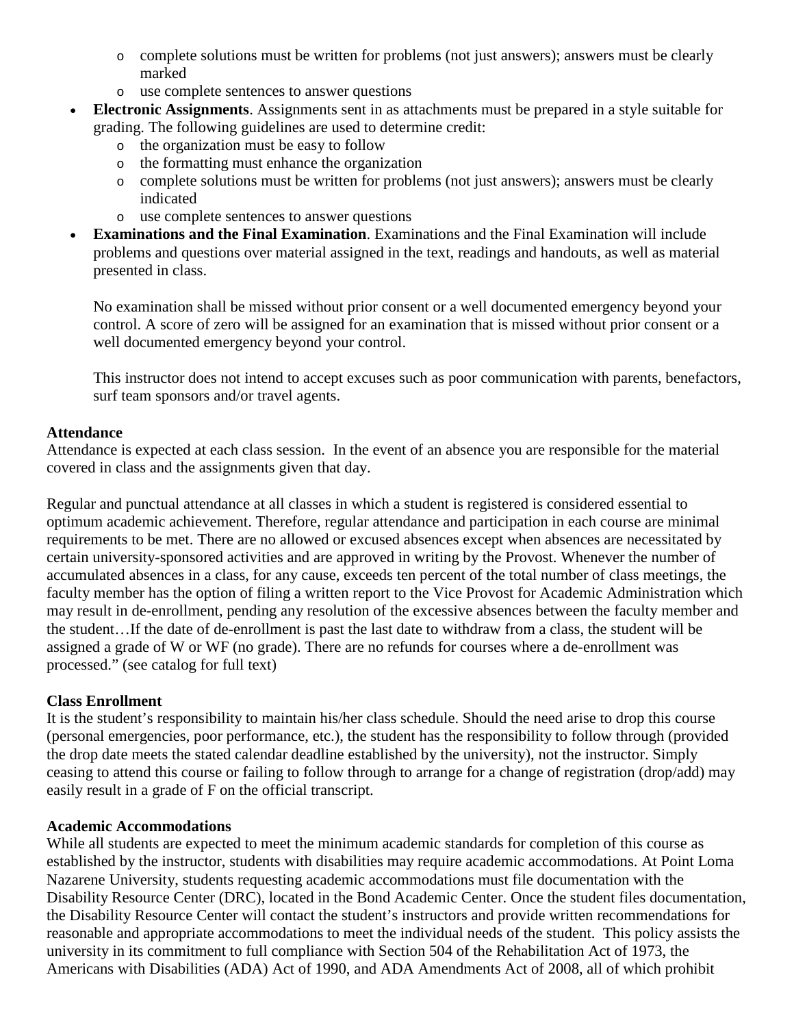- complete solutions must be written for problems (not just answers); answers must be clearly marked
  - use complete sentences to answer questions
- **Electronic Assignments**. Assignments sent in as attachments must be prepared in a style suitable for grading. The following guidelines are used to determine credit:
  - the organization must be easy to follow
  - the formatting must enhance the organization
  - complete solutions must be written for problems (not just answers); answers must be clearly indicated
  - use complete sentences to answer questions
- **Examinations and the Final Examination**. Examinations and the Final Examination will include problems and questions over material assigned in the text, readings and handouts, as well as material presented in class.

  No examination shall be missed without prior consent or a well documented emergency beyond your control. A score of zero will be assigned for an examination that is missed without prior consent or a well documented emergency beyond your control.

  This instructor does not intend to accept excuses such as poor communication with parents, benefactors, surf team sponsors and/or travel agents.

**Attendance**

Attendance is expected at each class session. In the event of an absence you are responsible for the material covered in class and the assignments given that day.

Regular and punctual attendance at all classes in which a student is registered is considered essential to optimum academic achievement. Therefore, regular attendance and participation in each course are minimal requirements to be met. There are no allowed or excused absences except when absences are necessitated by certain university-sponsored activities and are approved in writing by the Provost. Whenever the number of accumulated absences in a class, for any cause, exceeds ten percent of the total number of class meetings, the faculty member has the option of filing a written report to the Vice Provost for Academic Administration which may result in de-enrollment, pending any resolution of the excessive absences between the faculty member and the student…If the date of de-enrollment is past the last date to withdraw from a class, the student will be assigned a grade of W or WF (no grade). There are no refunds for courses where a de-enrollment was processed." (see catalog for full text)

**Class Enrollment**

It is the student's responsibility to maintain his/her class schedule. Should the need arise to drop this course (personal emergencies, poor performance, etc.), the student has the responsibility to follow through (provided the drop date meets the stated calendar deadline established by the university), not the instructor. Simply ceasing to attend this course or failing to follow through to arrange for a change of registration (drop/add) may easily result in a grade of F on the official transcript.

**Academic Accommodations**

While all students are expected to meet the minimum academic standards for completion of this course as established by the instructor, students with disabilities may require academic accommodations. At Point Loma Nazarene University, students requesting academic accommodations must file documentation with the Disability Resource Center (DRC), located in the Bond Academic Center. Once the student files documentation, the Disability Resource Center will contact the student's instructors and provide written recommendations for reasonable and appropriate accommodations to meet the individual needs of the student. This policy assists the university in its commitment to full compliance with Section 504 of the Rehabilitation Act of 1973, the Americans with Disabilities (ADA) Act of 1990, and ADA Amendments Act of 2008, all of which prohibit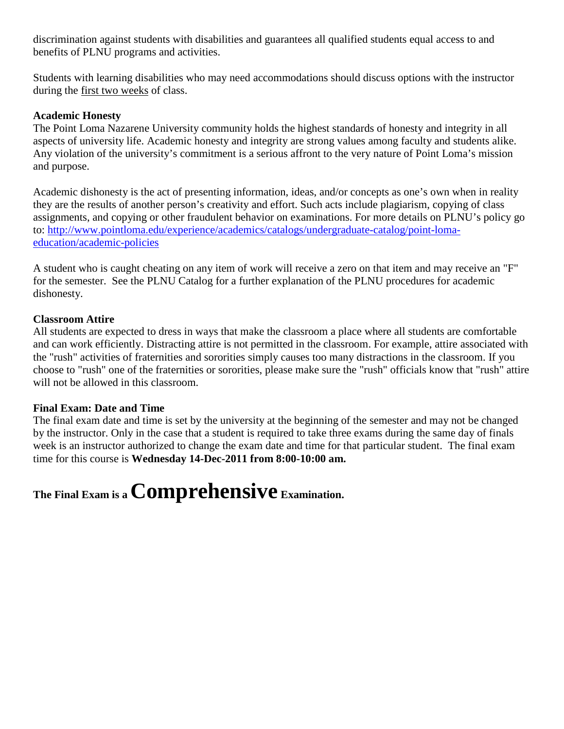discrimination against students with disabilities and guarantees all qualified students equal access to and benefits of PLNU programs and activities.

Students with learning disabilities who may need accommodations should discuss options with the instructor during the first two weeks of class.

**Academic Honesty**

The Point Loma Nazarene University community holds the highest standards of honesty and integrity in all aspects of university life. Academic honesty and integrity are strong values among faculty and students alike. Any violation of the university's commitment is a serious affront to the very nature of Point Loma's mission and purpose.

Academic dishonesty is the act of presenting information, ideas, and/or concepts as one's own when in reality they are the results of another person's creativity and effort. Such acts include plagiarism, copying of class assignments, and copying or other fraudulent behavior on examinations. For more details on PLNU's policy go to: [http://www.pointloma.edu/experience/academics/catalogs/undergraduate-catalog/point-loma-education/academic-policies](http://www.pointloma.edu/experience/academics/catalogs/undergraduate-catalog/point-loma-education/academic-policies)

A student who is caught cheating on any item of work will receive a zero on that item and may receive an "F" for the semester. See the PLNU Catalog for a further explanation of the PLNU procedures for academic dishonesty.

**Classroom Attire**

All students are expected to dress in ways that make the classroom a place where all students are comfortable and can work efficiently. Distracting attire is not permitted in the classroom. For example, attire associated with the "rush" activities of fraternities and sororities simply causes too many distractions in the classroom. If you choose to "rush" one of the fraternities or sororities, please make sure the "rush" officials know that "rush" attire will not be allowed in this classroom.

**Final Exam: Date and Time**

The final exam date and time is set by the university at the beginning of the semester and may not be changed by the instructor. Only in the case that a student is required to take three exams during the same day of finals week is an instructor authorized to change the exam date and time for that particular student. The final exam time for this course is **Wednesday 14-Dec-2011 from 8:00-10:00 am.**

**The Final Exam is a Comprehensive Examination.**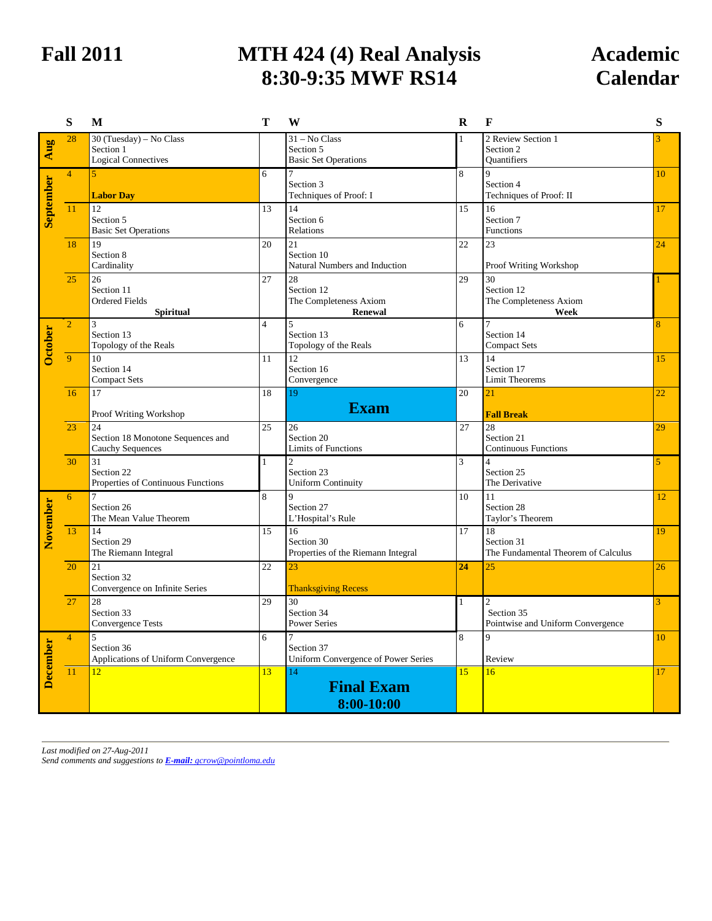# Fall 2011 — MTH 424 (4) Real Analysis 8:30-9:35 MWF RS14 — Academic Calendar

| | S | M | T | W | R | F | S |
|---|---|---|---|---|---|---|---|
| Aug | 28 | 30 (Tuesday) – No Class Section 1 Logical Connectives | | 31 – No Class Section 5 Basic Set Operations | 1 | 2 Review Section 1 Section 2 Quantifiers | 3 |
| September | 4 | 5 Labor Day | 6 | 7 Section 3 Techniques of Proof: I | 8 | 9 Section 4 Techniques of Proof: II | 10 |
| | 11 | 12 Section 5 Basic Set Operations | 13 | 14 Section 6 Relations | 15 | 16 Section 7 Functions | 17 |
| | 18 | 19 Section 8 Cardinality | 20 | 21 Section 10 Natural Numbers and Induction | 22 | 23 Proof Writing Workshop | 24 |
| | 25 | 26 Section 11 Ordered Fields **Spiritual** | 27 | 28 Section 12 The Completeness Axiom **Renewal** | 29 | 30 Section 12 The Completeness Axiom **Week** | 1 |
| October | 2 | 3 Section 13 Topology of the Reals | 4 | 5 Section 13 Topology of the Reals | 6 | 7 Section 14 Compact Sets | 8 |
| | 9 | 10 Section 14 Compact Sets | 11 | 12 Section 16 Convergence | 13 | 14 Section 17 Limit Theorems | 15 |
| | 16 | 17 Proof Writing Workshop | 18 | 19 **Exam** | 20 | 21 **Fall Break** | 22 |
| | 23 | 24 Section 18 Monotone Sequences and Cauchy Sequences | 25 | 26 Section 20 Limits of Functions | 27 | 28 Section 21 Continuous Functions | 29 |
| | 30 | 31 Section 22 Properties of Continuous Functions | 1 | 2 Section 23 Uniform Continuity | 3 | 4 Section 25 The Derivative | 5 |
| November | 6 | 7 Section 26 The Mean Value Theorem | 8 | 9 Section 27 L'Hospital's Rule | 10 | 11 Section 28 Taylor's Theorem | 12 |
| | 13 | 14 Section 29 The Riemann Integral | 15 | 16 Section 30 Properties of the Riemann Integral | 17 | 18 Section 31 The Fundamental Theorem of Calculus | 19 |
| | 20 | 21 Section 32 Convergence on Infinite Series | 22 | 23 Thanksgiving Recess | 24 | 25 | 26 |
| | 27 | 28 Section 33 Convergence Tests | 29 | 30 Section 34 Power Series | 1 | 2 Section 35 Pointwise and Uniform Convergence | 3 |
| December | 4 | 5 Section 36 Applications of Uniform Convergence | 6 | 7 Section 37 Uniform Convergence of Power Series | 8 | 9 Review | 10 |
| | 11 | 12 | 13 | 14 **Final Exam 8:00-10:00** | 15 | 16 | 17 |

*Last modified on 27-Aug-2011*
*Send comments and suggestions to **E-mail:** gcrow@pointloma.edu*